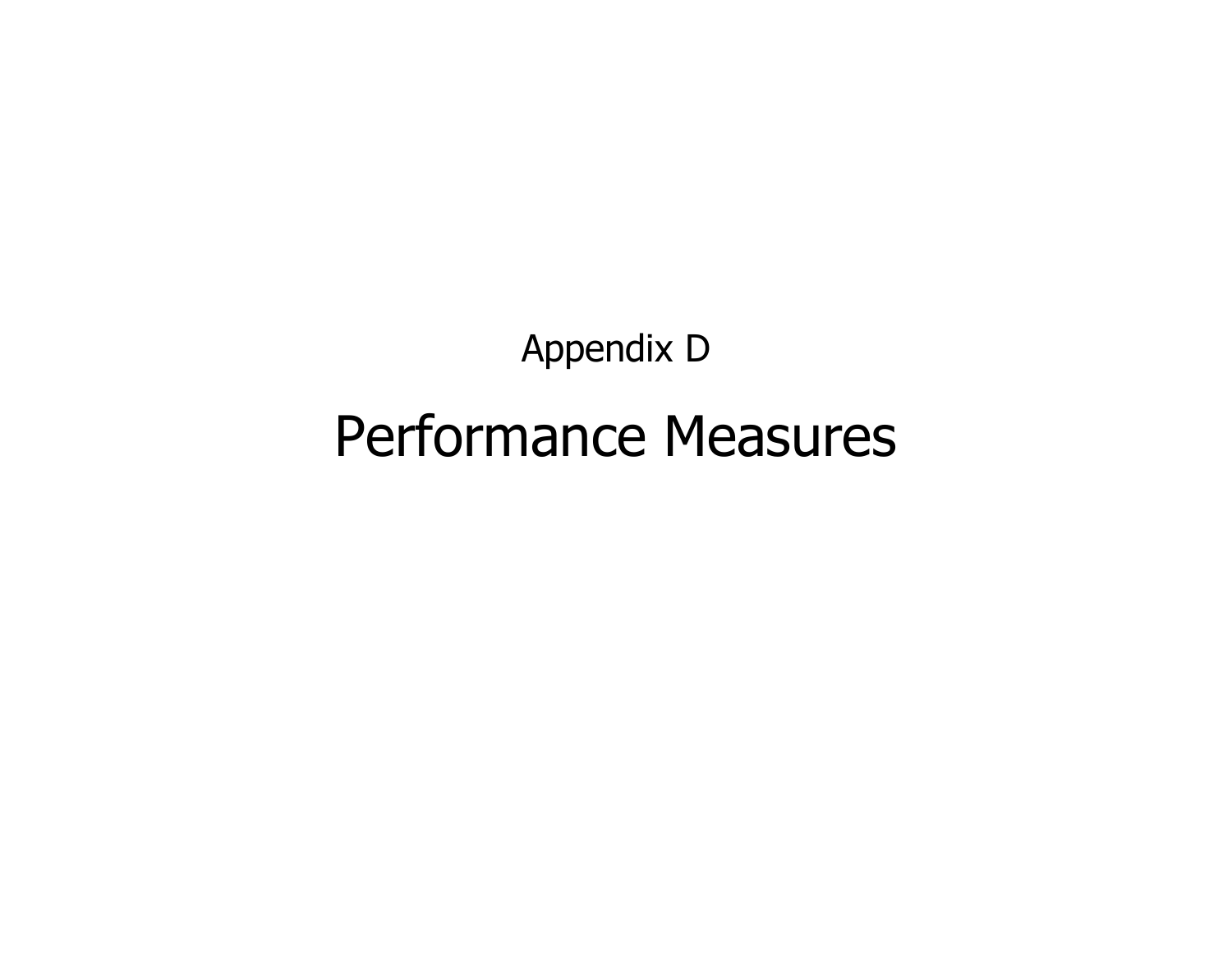Appendix D

# Performance Measures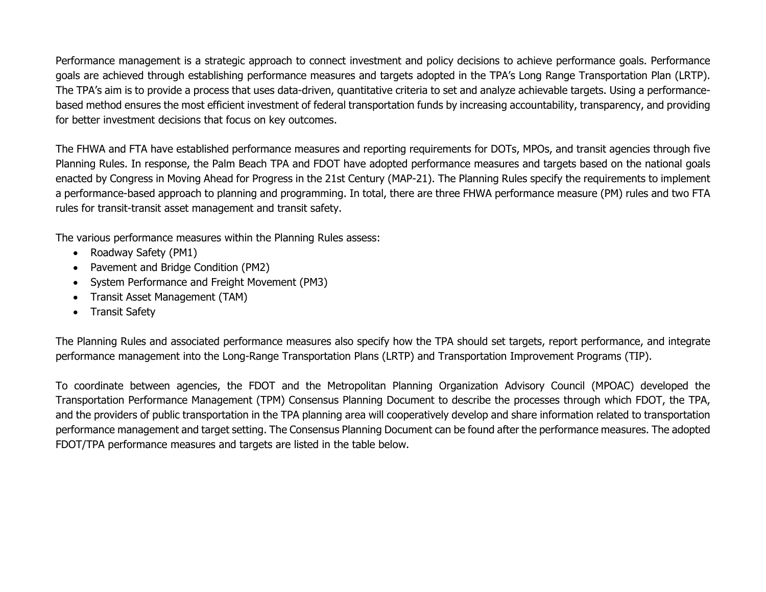Performance management is a strategic approach to connect investment and policy decisions to achieve performance goals. Performance goals are achieved through establishing performance measures and targets adopted in the TPA's Long Range Transportation Plan (LRTP). The TPA's aim is to provide a process that uses data-driven, quantitative criteria to set and analyze achievable targets. Using a performance-based method ensures the most efficient investment of federal transportation funds by increasing accountability, transparency, and providing for better investment decisions that focus on key outcomes.

The FHWA and FTA have established performance measures and reporting requirements for DOTs, MPOs, and transit agencies through five Planning Rules. In response, the Palm Beach TPA and FDOT have adopted performance measures and targets based on the national goals enacted by Congress in Moving Ahead for Progress in the 21st Century (MAP-21). The Planning Rules specify the requirements to implement a performance-based approach to planning and programming. In total, there are three FHWA performance measure (PM) rules and two FTA rules for transit-transit asset management and transit safety.

The various performance measures within the Planning Rules assess:

- Roadway Safety (PM1)
- Pavement and Bridge Condition (PM2)
- System Performance and Freight Movement (PM3)
- Transit Asset Management (TAM)
- Transit Safety

The Planning Rules and associated performance measures also specify how the TPA should set targets, report performance, and integrate performance management into the Long-Range Transportation Plans (LRTP) and Transportation Improvement Programs (TIP).

To coordinate between agencies, the FDOT and the Metropolitan Planning Organization Advisory Council (MPOAC) developed the Transportation Performance Management (TPM) Consensus Planning Document to describe the processes through which FDOT, the TPA, and the providers of public transportation in the TPA planning area will cooperatively develop and share information related to transportation performance management and target setting. The Consensus Planning Document can be found after the performance measures. The adopted FDOT/TPA performance measures and targets are listed in the table below.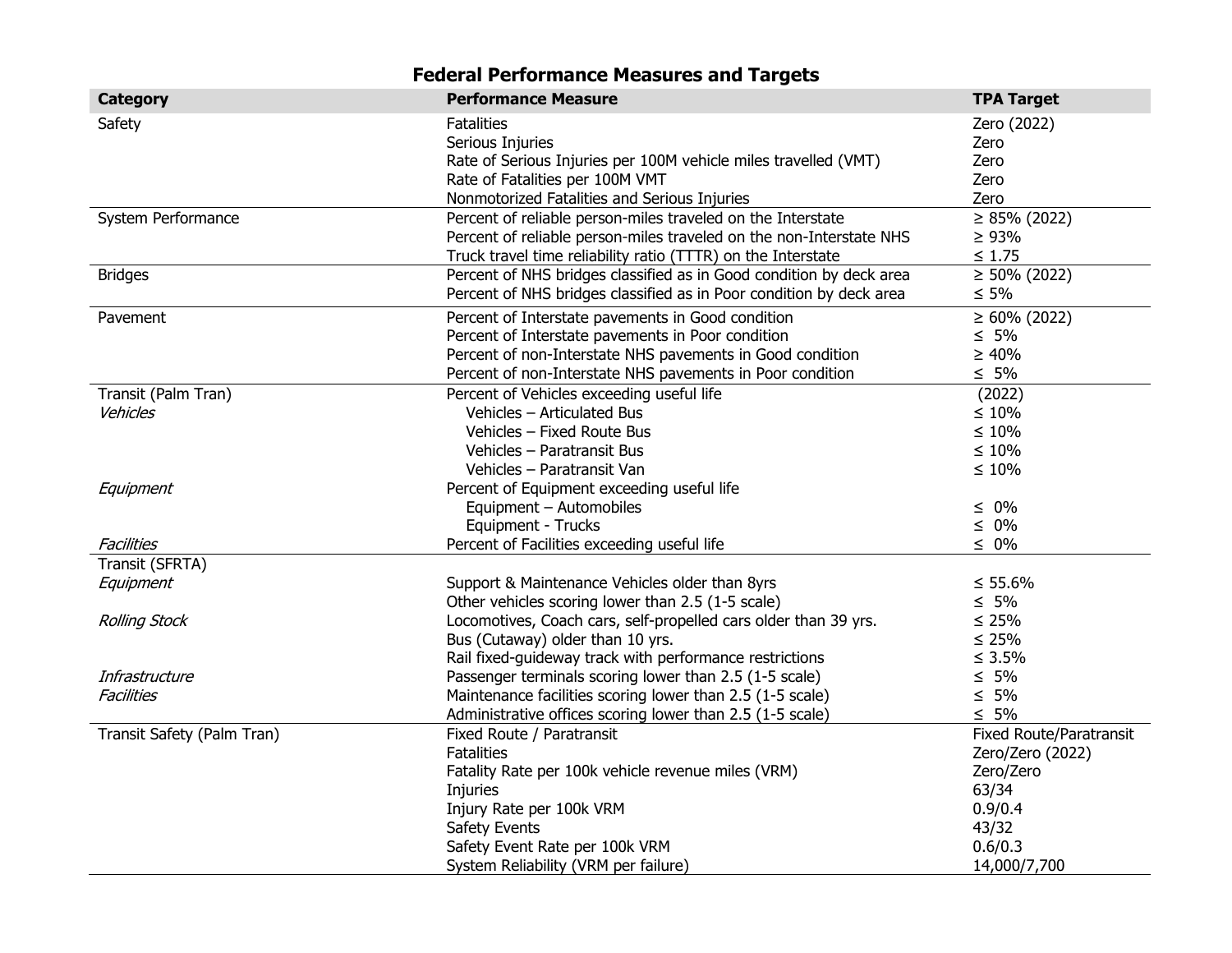## Federal Performance Measures and Targets

| Category | Performance Measure | TPA Target |
|---|---|---|
| Safety | Fatalities | Zero (2022) |
| | Serious Injuries | Zero |
| | Rate of Serious Injuries per 100M vehicle miles travelled (VMT) | Zero |
| | Rate of Fatalities per 100M VMT | Zero |
| | Nonmotorized Fatalities and Serious Injuries | Zero |
| System Performance | Percent of reliable person-miles traveled on the Interstate | ≥ 85% (2022) |
| | Percent of reliable person-miles traveled on the non-Interstate NHS | ≥ 93% |
| | Truck travel time reliability ratio (TTTR) on the Interstate | ≤ 1.75 |
| Bridges | Percent of NHS bridges classified as in Good condition by deck area | ≥ 50% (2022) |
| | Percent of NHS bridges classified as in Poor condition by deck area | ≤ 5% |
| Pavement | Percent of Interstate pavements in Good condition | ≥ 60% (2022) |
| | Percent of Interstate pavements in Poor condition | ≤ 5% |
| | Percent of non-Interstate NHS pavements in Good condition | ≥ 40% |
| | Percent of non-Interstate NHS pavements in Poor condition | ≤ 5% |
| Transit (Palm Tran) | Percent of Vehicles exceeding useful life | (2022) |
| *Vehicles* | Vehicles – Articulated Bus | ≤ 10% |
| | Vehicles – Fixed Route Bus | ≤ 10% |
| | Vehicles – Paratransit Bus | ≤ 10% |
| | Vehicles – Paratransit Van | ≤ 10% |
| *Equipment* | Percent of Equipment exceeding useful life | |
| | Equipment – Automobiles | ≤ 0% |
| | Equipment - Trucks | ≤ 0% |
| *Facilities* | Percent of Facilities exceeding useful life | ≤ 0% |
| Transit (SFRTA) | | |
| *Equipment* | Support & Maintenance Vehicles older than 8yrs | ≤ 55.6% |
| | Other vehicles scoring lower than 2.5 (1-5 scale) | ≤ 5% |
| *Rolling Stock* | Locomotives, Coach cars, self-propelled cars older than 39 yrs. | ≤ 25% |
| | Bus (Cutaway) older than 10 yrs. | ≤ 25% |
| | Rail fixed-guideway track with performance restrictions | ≤ 3.5% |
| *Infrastructure* | Passenger terminals scoring lower than 2.5 (1-5 scale) | ≤ 5% |
| *Facilities* | Maintenance facilities scoring lower than 2.5 (1-5 scale) | ≤ 5% |
| | Administrative offices scoring lower than 2.5 (1-5 scale) | ≤ 5% |
| Transit Safety (Palm Tran) | Fixed Route / Paratransit | Fixed Route/Paratransit |
| | Fatalities | Zero/Zero (2022) |
| | Fatality Rate per 100k vehicle revenue miles (VRM) | Zero/Zero |
| | Injuries | 63/34 |
| | Injury Rate per 100k VRM | 0.9/0.4 |
| | Safety Events | 43/32 |
| | Safety Event Rate per 100k VRM | 0.6/0.3 |
| | System Reliability (VRM per failure) | 14,000/7,700 |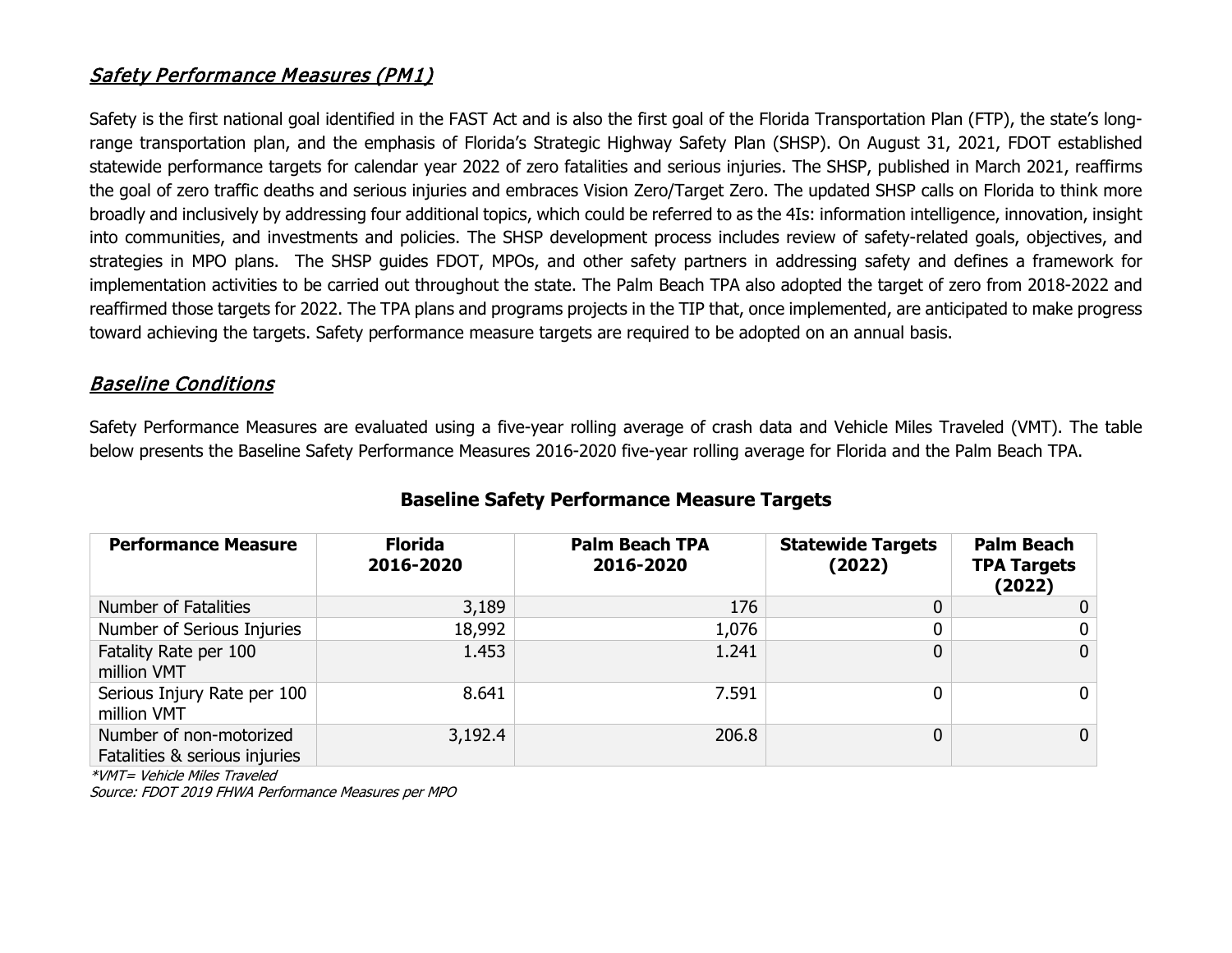## *Safety Performance Measures (PM1)*

Safety is the first national goal identified in the FAST Act and is also the first goal of the Florida Transportation Plan (FTP), the state's long-range transportation plan, and the emphasis of Florida's Strategic Highway Safety Plan (SHSP). On August 31, 2021, FDOT established statewide performance targets for calendar year 2022 of zero fatalities and serious injuries. The SHSP, published in March 2021, reaffirms the goal of zero traffic deaths and serious injuries and embraces Vision Zero/Target Zero. The updated SHSP calls on Florida to think more broadly and inclusively by addressing four additional topics, which could be referred to as the 4Is: information intelligence, innovation, insight into communities, and investments and policies. The SHSP development process includes review of safety-related goals, objectives, and strategies in MPO plans. The SHSP guides FDOT, MPOs, and other safety partners in addressing safety and defines a framework for implementation activities to be carried out throughout the state. The Palm Beach TPA also adopted the target of zero from 2018-2022 and reaffirmed those targets for 2022. The TPA plans and programs projects in the TIP that, once implemented, are anticipated to make progress toward achieving the targets. Safety performance measure targets are required to be adopted on an annual basis.

## *Baseline Conditions*

Safety Performance Measures are evaluated using a five-year rolling average of crash data and Vehicle Miles Traveled (VMT). The table below presents the Baseline Safety Performance Measures 2016-2020 five-year rolling average for Florida and the Palm Beach TPA.

**Baseline Safety Performance Measure Targets**

| Performance Measure | Florida 2016-2020 | Palm Beach TPA 2016-2020 | Statewide Targets (2022) | Palm Beach TPA Targets (2022) |
|---|---|---|---|---|
| Number of Fatalities | 3,189 | 176 | 0 | 0 |
| Number of Serious Injuries | 18,992 | 1,076 | 0 | 0 |
| Fatality Rate per 100 million VMT | 1.453 | 1.241 | 0 | 0 |
| Serious Injury Rate per 100 million VMT | 8.641 | 7.591 | 0 | 0 |
| Number of non-motorized Fatalities & serious injuries | 3,192.4 | 206.8 | 0 | 0 |

*\*VMT= Vehicle Miles Traveled*

*Source: FDOT 2019 FHWA Performance Measures per MPO*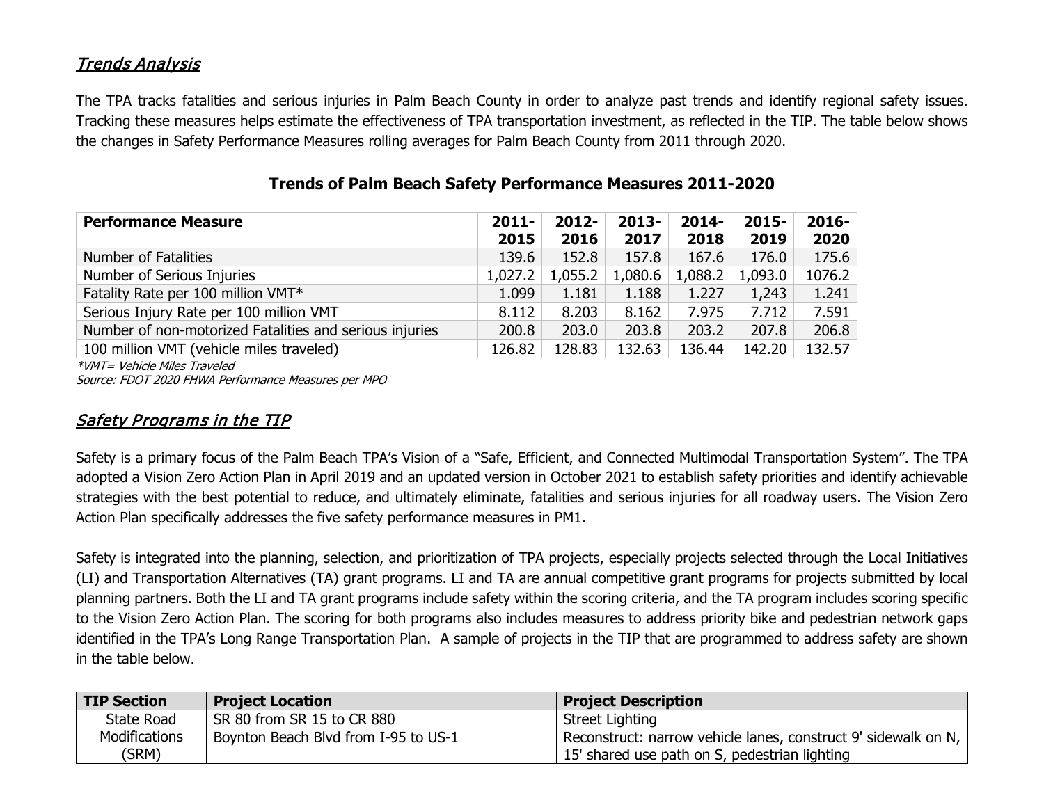## *Trends Analysis*

The TPA tracks fatalities and serious injuries in Palm Beach County in order to analyze past trends and identify regional safety issues. Tracking these measures helps estimate the effectiveness of TPA transportation investment, as reflected in the TIP. The table below shows the changes in Safety Performance Measures rolling averages for Palm Beach County from 2011 through 2020.

**Trends of Palm Beach Safety Performance Measures 2011-2020**

| Performance Measure | 2011-2015 | 2012-2016 | 2013-2017 | 2014-2018 | 2015-2019 | 2016-2020 |
|---|---|---|---|---|---|---|
| Number of Fatalities | 139.6 | 152.8 | 157.8 | 167.6 | 176.0 | 175.6 |
| Number of Serious Injuries | 1,027.2 | 1,055.2 | 1,080.6 | 1,088.2 | 1,093.0 | 1076.2 |
| Fatality Rate per 100 million VMT* | 1.099 | 1.181 | 1.188 | 1.227 | 1,243 | 1.241 |
| Serious Injury Rate per 100 million VMT | 8.112 | 8.203 | 8.162 | 7.975 | 7.712 | 7.591 |
| Number of non-motorized Fatalities and serious injuries | 200.8 | 203.0 | 203.8 | 203.2 | 207.8 | 206.8 |
| 100 million VMT (vehicle miles traveled) | 126.82 | 128.83 | 132.63 | 136.44 | 142.20 | 132.57 |

*\*VMT= Vehicle Miles Traveled*
*Source: FDOT 2020 FHWA Performance Measures per MPO*

## *Safety Programs in the TIP*

Safety is a primary focus of the Palm Beach TPA's Vision of a "Safe, Efficient, and Connected Multimodal Transportation System". The TPA adopted a Vision Zero Action Plan in April 2019 and an updated version in October 2021 to establish safety priorities and identify achievable strategies with the best potential to reduce, and ultimately eliminate, fatalities and serious injuries for all roadway users. The Vision Zero Action Plan specifically addresses the five safety performance measures in PM1.

Safety is integrated into the planning, selection, and prioritization of TPA projects, especially projects selected through the Local Initiatives (LI) and Transportation Alternatives (TA) grant programs. LI and TA are annual competitive grant programs for projects submitted by local planning partners. Both the LI and TA grant programs include safety within the scoring criteria, and the TA program includes scoring specific to the Vision Zero Action Plan. The scoring for both programs also includes measures to address priority bike and pedestrian network gaps identified in the TPA's Long Range Transportation Plan. A sample of projects in the TIP that are programmed to address safety are shown in the table below.

| TIP Section | Project Location | Project Description |
|---|---|---|
| State Road Modifications (SRM) | SR 80 from SR 15 to CR 880 | Street Lighting |
| | Boynton Beach Blvd from I-95 to US-1 | Reconstruct: narrow vehicle lanes, construct 9' sidewalk on N, 15' shared use path on S, pedestrian lighting |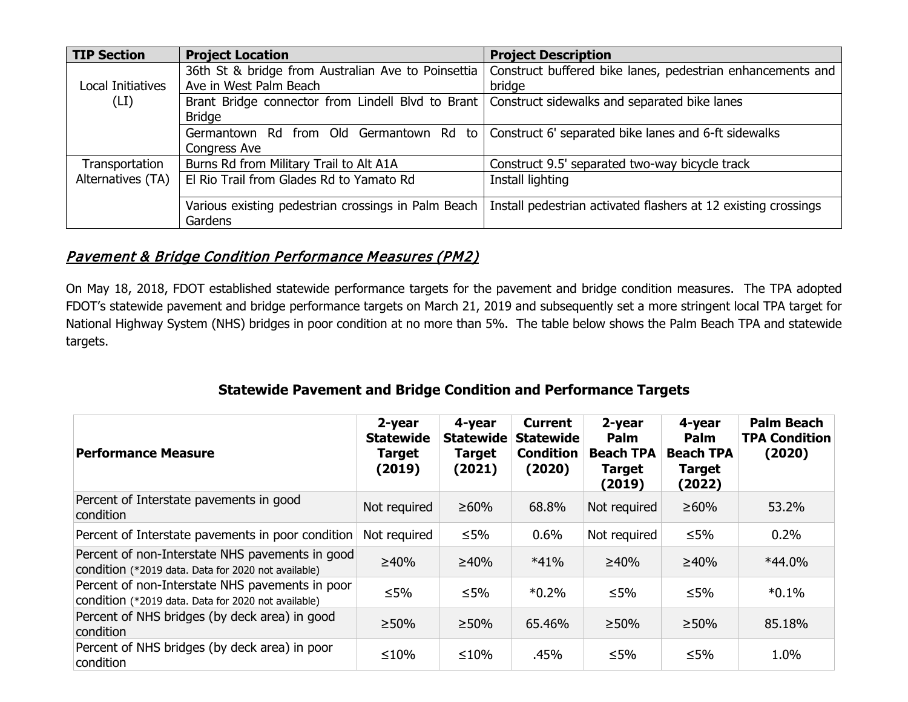| TIP Section | Project Location | Project Description |
|---|---|---|
| Local Initiatives (LI) | 36th St & bridge from Australian Ave to Poinsettia Ave in West Palm Beach | Construct buffered bike lanes, pedestrian enhancements and bridge |
| | Brant Bridge connector from Lindell Blvd to Brant Bridge | Construct sidewalks and separated bike lanes |
| | Germantown Rd from Old Germantown Rd to Congress Ave | Construct 6' separated bike lanes and 6-ft sidewalks |
| Transportation Alternatives (TA) | Burns Rd from Military Trail to Alt A1A | Construct 9.5' separated two-way bicycle track |
| | El Rio Trail from Glades Rd to Yamato Rd | Install lighting |
| | Various existing pedestrian crossings in Palm Beach Gardens | Install pedestrian activated flashers at 12 existing crossings |

## *Pavement & Bridge Condition Performance Measures (PM2)*

On May 18, 2018, FDOT established statewide performance targets for the pavement and bridge condition measures. The TPA adopted FDOT's statewide pavement and bridge performance targets on March 21, 2019 and subsequently set a more stringent local TPA target for National Highway System (NHS) bridges in poor condition at no more than 5%. The table below shows the Palm Beach TPA and statewide targets.

### Statewide Pavement and Bridge Condition and Performance Targets

| Performance Measure | 2-year Statewide Target (2019) | 4-year Statewide Target (2021) | Current Statewide Condition (2020) | 2-year Palm Beach TPA Target (2019) | 4-year Palm Beach TPA Target (2022) | Palm Beach TPA Condition (2020) |
|---|---|---|---|---|---|---|
| Percent of Interstate pavements in good condition | Not required | ≥60% | 68.8% | Not required | ≥60% | 53.2% |
| Percent of Interstate pavements in poor condition | Not required | ≤5% | 0.6% | Not required | ≤5% | 0.2% |
| Percent of non-Interstate NHS pavements in good condition (*2019 data. Data for 2020 not available) | ≥40% | ≥40% | *41% | ≥40% | ≥40% | *44.0% |
| Percent of non-Interstate NHS pavements in poor condition (*2019 data. Data for 2020 not available) | ≤5% | ≤5% | *0.2% | ≤5% | ≤5% | *0.1% |
| Percent of NHS bridges (by deck area) in good condition | ≥50% | ≥50% | 65.46% | ≥50% | ≥50% | 85.18% |
| Percent of NHS bridges (by deck area) in poor condition | ≤10% | ≤10% | .45% | ≤5% | ≤5% | 1.0% |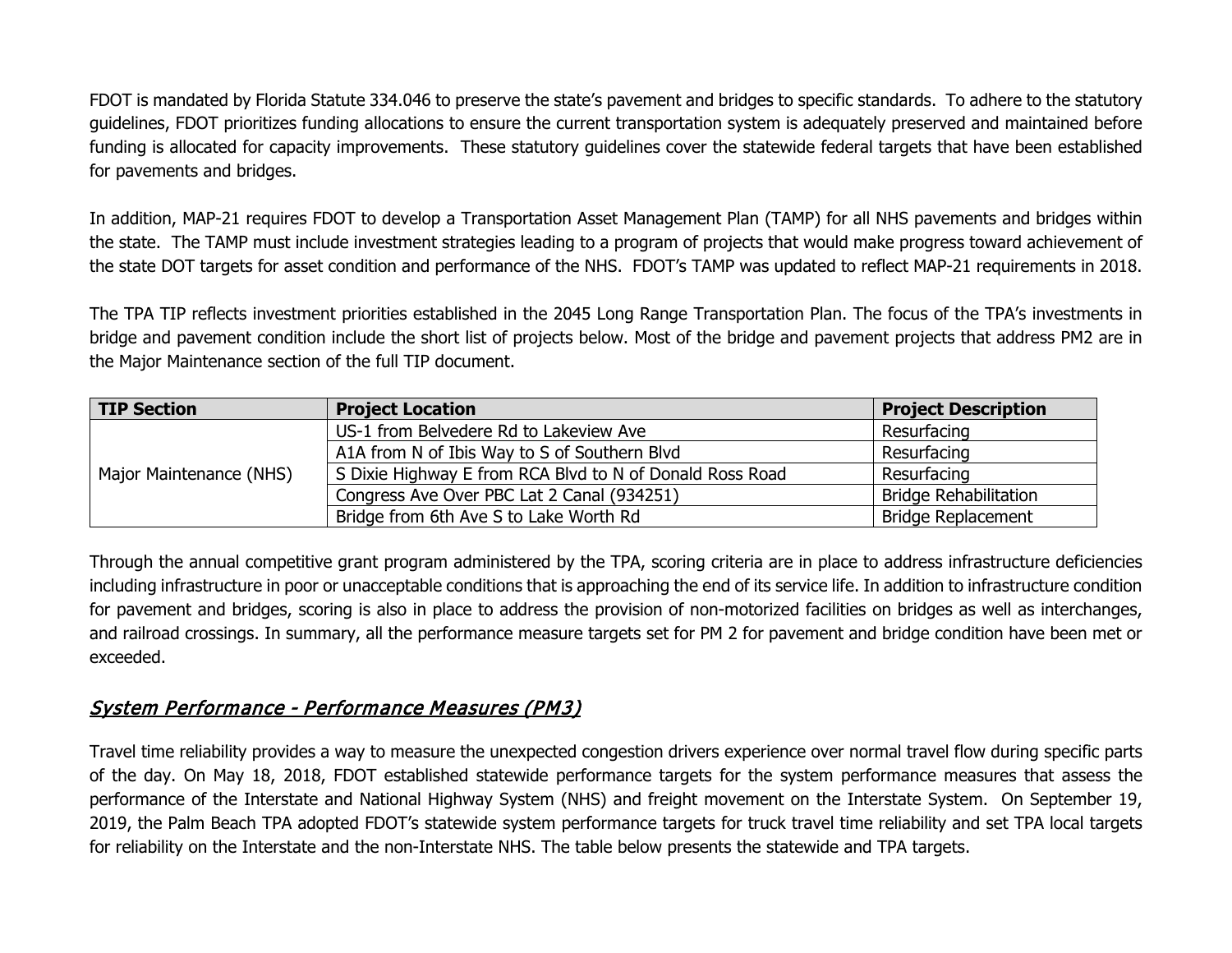FDOT is mandated by Florida Statute 334.046 to preserve the state's pavement and bridges to specific standards. To adhere to the statutory guidelines, FDOT prioritizes funding allocations to ensure the current transportation system is adequately preserved and maintained before funding is allocated for capacity improvements. These statutory guidelines cover the statewide federal targets that have been established for pavements and bridges.

In addition, MAP-21 requires FDOT to develop a Transportation Asset Management Plan (TAMP) for all NHS pavements and bridges within the state. The TAMP must include investment strategies leading to a program of projects that would make progress toward achievement of the state DOT targets for asset condition and performance of the NHS. FDOT's TAMP was updated to reflect MAP-21 requirements in 2018.

The TPA TIP reflects investment priorities established in the 2045 Long Range Transportation Plan. The focus of the TPA's investments in bridge and pavement condition include the short list of projects below. Most of the bridge and pavement projects that address PM2 are in the Major Maintenance section of the full TIP document.

| TIP Section | Project Location | Project Description |
|---|---|---|
| Major Maintenance (NHS) | US-1 from Belvedere Rd to Lakeview Ave | Resurfacing |
| | A1A from N of Ibis Way to S of Southern Blvd | Resurfacing |
| | S Dixie Highway E from RCA Blvd to N of Donald Ross Road | Resurfacing |
| | Congress Ave Over PBC Lat 2 Canal (934251) | Bridge Rehabilitation |
| | Bridge from 6th Ave S to Lake Worth Rd | Bridge Replacement |

Through the annual competitive grant program administered by the TPA, scoring criteria are in place to address infrastructure deficiencies including infrastructure in poor or unacceptable conditions that is approaching the end of its service life. In addition to infrastructure condition for pavement and bridges, scoring is also in place to address the provision of non-motorized facilities on bridges as well as interchanges, and railroad crossings. In summary, all the performance measure targets set for PM 2 for pavement and bridge condition have been met or exceeded.

## *System Performance - Performance Measures (PM3)*

Travel time reliability provides a way to measure the unexpected congestion drivers experience over normal travel flow during specific parts of the day. On May 18, 2018, FDOT established statewide performance targets for the system performance measures that assess the performance of the Interstate and National Highway System (NHS) and freight movement on the Interstate System. On September 19, 2019, the Palm Beach TPA adopted FDOT's statewide system performance targets for truck travel time reliability and set TPA local targets for reliability on the Interstate and the non-Interstate NHS. The table below presents the statewide and TPA targets.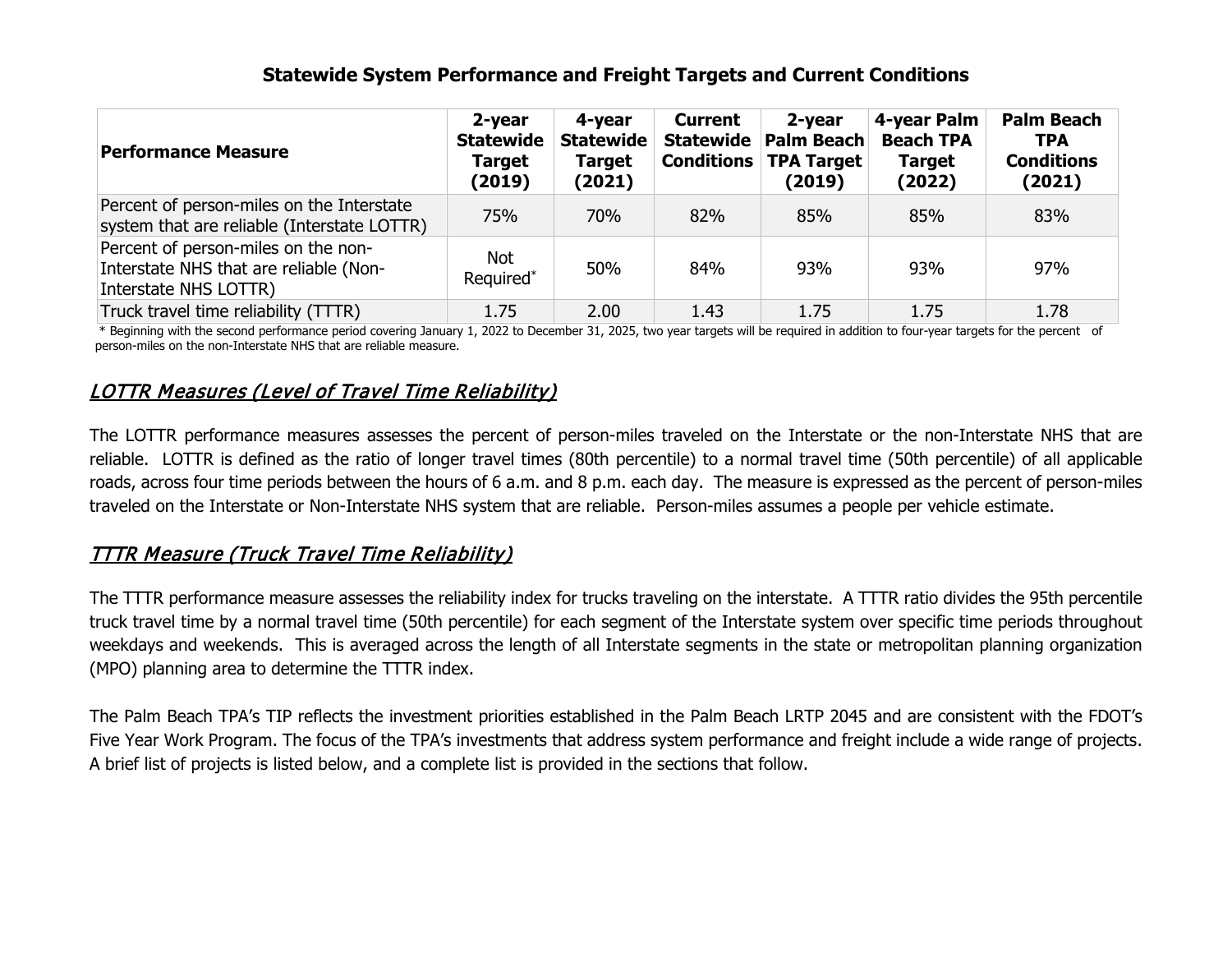### Statewide System Performance and Freight Targets and Current Conditions

| Performance Measure | 2-year Statewide Target (2019) | 4-year Statewide Target (2021) | Current Statewide Conditions | 2-year Palm Beach TPA Target (2019) | 4-year Palm Beach TPA Target (2022) | Palm Beach TPA Conditions (2021) |
|---|---|---|---|---|---|---|
| Percent of person-miles on the Interstate system that are reliable (Interstate LOTTR) | 75% | 70% | 82% | 85% | 85% | 83% |
| Percent of person-miles on the non-Interstate NHS that are reliable (Non-Interstate NHS LOTTR) | Not Required* | 50% | 84% | 93% | 93% | 97% |
| Truck travel time reliability (TTTR) | 1.75 | 2.00 | 1.43 | 1.75 | 1.75 | 1.78 |

* Beginning with the second performance period covering January 1, 2022 to December 31, 2025, two year targets will be required in addition to four-year targets for the percent of person-miles on the non-Interstate NHS that are reliable measure.

## *LOTTR Measures (Level of Travel Time Reliability)*

The LOTTR performance measures assesses the percent of person-miles traveled on the Interstate or the non-Interstate NHS that are reliable. LOTTR is defined as the ratio of longer travel times (80th percentile) to a normal travel time (50th percentile) of all applicable roads, across four time periods between the hours of 6 a.m. and 8 p.m. each day. The measure is expressed as the percent of person-miles traveled on the Interstate or Non-Interstate NHS system that are reliable. Person-miles assumes a people per vehicle estimate.

## *TTTR Measure (Truck Travel Time Reliability)*

The TTTR performance measure assesses the reliability index for trucks traveling on the interstate. A TTTR ratio divides the 95th percentile truck travel time by a normal travel time (50th percentile) for each segment of the Interstate system over specific time periods throughout weekdays and weekends. This is averaged across the length of all Interstate segments in the state or metropolitan planning organization (MPO) planning area to determine the TTTR index.

The Palm Beach TPA's TIP reflects the investment priorities established in the Palm Beach LRTP 2045 and are consistent with the FDOT's Five Year Work Program. The focus of the TPA's investments that address system performance and freight include a wide range of projects. A brief list of projects is listed below, and a complete list is provided in the sections that follow.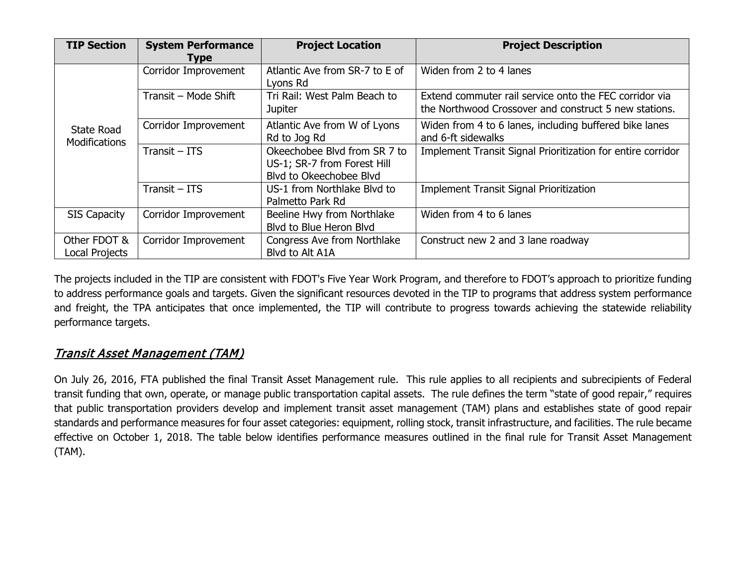| TIP Section | System Performance Type | Project Location | Project Description |
|---|---|---|---|
| State Road Modifications | Corridor Improvement | Atlantic Ave from SR-7 to E of Lyons Rd | Widen from 2 to 4 lanes |
| | Transit – Mode Shift | Tri Rail: West Palm Beach to Jupiter | Extend commuter rail service onto the FEC corridor via the Northwood Crossover and construct 5 new stations. |
| | Corridor Improvement | Atlantic Ave from W of Lyons Rd to Jog Rd | Widen from 4 to 6 lanes, including buffered bike lanes and 6-ft sidewalks |
| | Transit – ITS | Okeechobee Blvd from SR 7 to US-1; SR-7 from Forest Hill Blvd to Okeechobee Blvd | Implement Transit Signal Prioritization for entire corridor |
| | Transit – ITS | US-1 from Northlake Blvd to Palmetto Park Rd | Implement Transit Signal Prioritization |
| SIS Capacity | Corridor Improvement | Beeline Hwy from Northlake Blvd to Blue Heron Blvd | Widen from 4 to 6 lanes |
| Other FDOT & Local Projects | Corridor Improvement | Congress Ave from Northlake Blvd to Alt A1A | Construct new 2 and 3 lane roadway |

The projects included in the TIP are consistent with FDOT's Five Year Work Program, and therefore to FDOT's approach to prioritize funding to address performance goals and targets. Given the significant resources devoted in the TIP to programs that address system performance and freight, the TPA anticipates that once implemented, the TIP will contribute to progress towards achieving the statewide reliability performance targets.

## *Transit Asset Management (TAM)*

On July 26, 2016, FTA published the final Transit Asset Management rule. This rule applies to all recipients and subrecipients of Federal transit funding that own, operate, or manage public transportation capital assets. The rule defines the term "state of good repair," requires that public transportation providers develop and implement transit asset management (TAM) plans and establishes state of good repair standards and performance measures for four asset categories: equipment, rolling stock, transit infrastructure, and facilities. The rule became effective on October 1, 2018. The table below identifies performance measures outlined in the final rule for Transit Asset Management (TAM).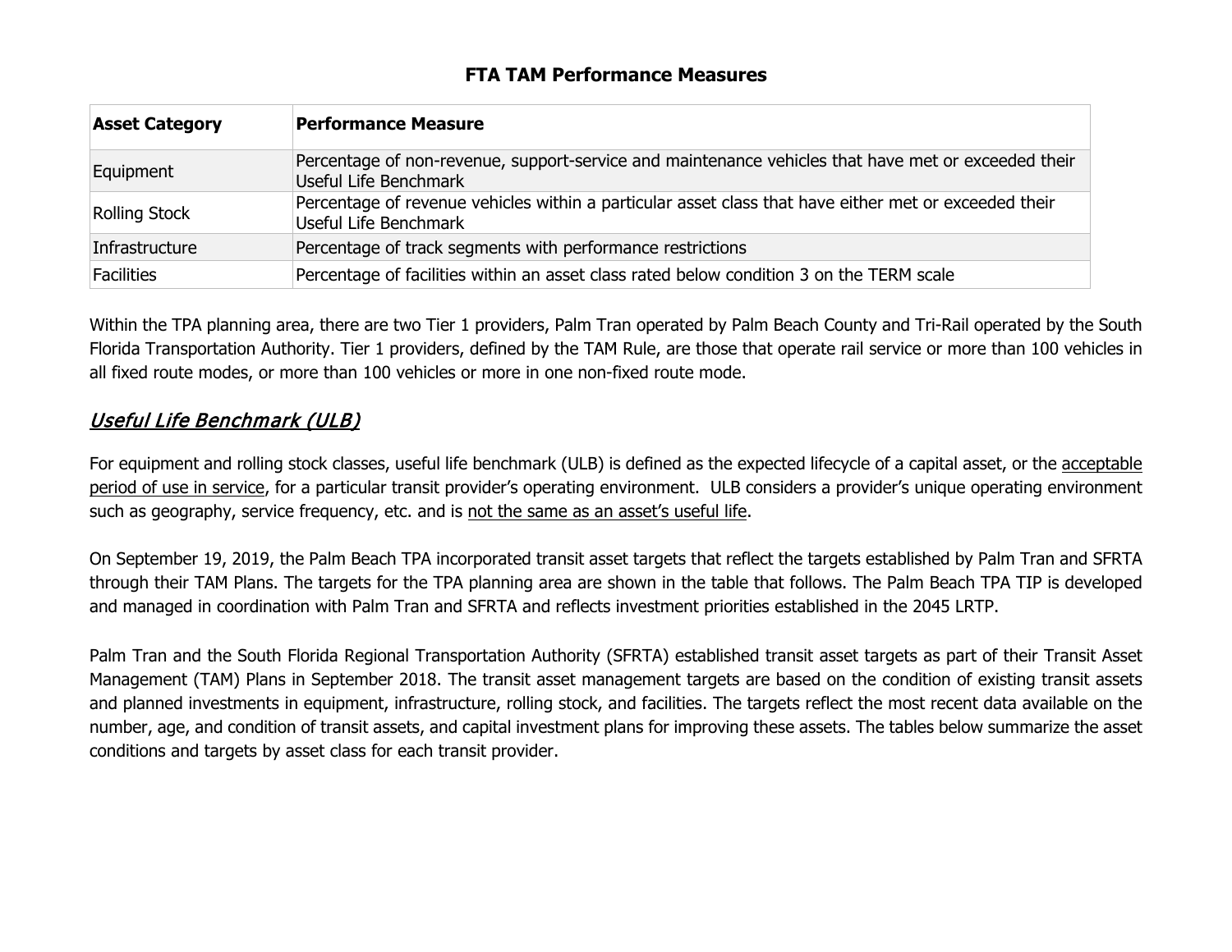## FTA TAM Performance Measures

| Asset Category | Performance Measure |
|---|---|
| Equipment | Percentage of non-revenue, support-service and maintenance vehicles that have met or exceeded their Useful Life Benchmark |
| Rolling Stock | Percentage of revenue vehicles within a particular asset class that have either met or exceeded their Useful Life Benchmark |
| Infrastructure | Percentage of track segments with performance restrictions |
| Facilities | Percentage of facilities within an asset class rated below condition 3 on the TERM scale |

Within the TPA planning area, there are two Tier 1 providers, Palm Tran operated by Palm Beach County and Tri-Rail operated by the South Florida Transportation Authority. Tier 1 providers, defined by the TAM Rule, are those that operate rail service or more than 100 vehicles in all fixed route modes, or more than 100 vehicles or more in one non-fixed route mode.

### *Useful Life Benchmark (ULB)*

For equipment and rolling stock classes, useful life benchmark (ULB) is defined as the expected lifecycle of a capital asset, or the acceptable period of use in service, for a particular transit provider's operating environment. ULB considers a provider's unique operating environment such as geography, service frequency, etc. and is not the same as an asset's useful life.

On September 19, 2019, the Palm Beach TPA incorporated transit asset targets that reflect the targets established by Palm Tran and SFRTA through their TAM Plans. The targets for the TPA planning area are shown in the table that follows. The Palm Beach TPA TIP is developed and managed in coordination with Palm Tran and SFRTA and reflects investment priorities established in the 2045 LRTP.

Palm Tran and the South Florida Regional Transportation Authority (SFRTA) established transit asset targets as part of their Transit Asset Management (TAM) Plans in September 2018. The transit asset management targets are based on the condition of existing transit assets and planned investments in equipment, infrastructure, rolling stock, and facilities. The targets reflect the most recent data available on the number, age, and condition of transit assets, and capital investment plans for improving these assets. The tables below summarize the asset conditions and targets by asset class for each transit provider.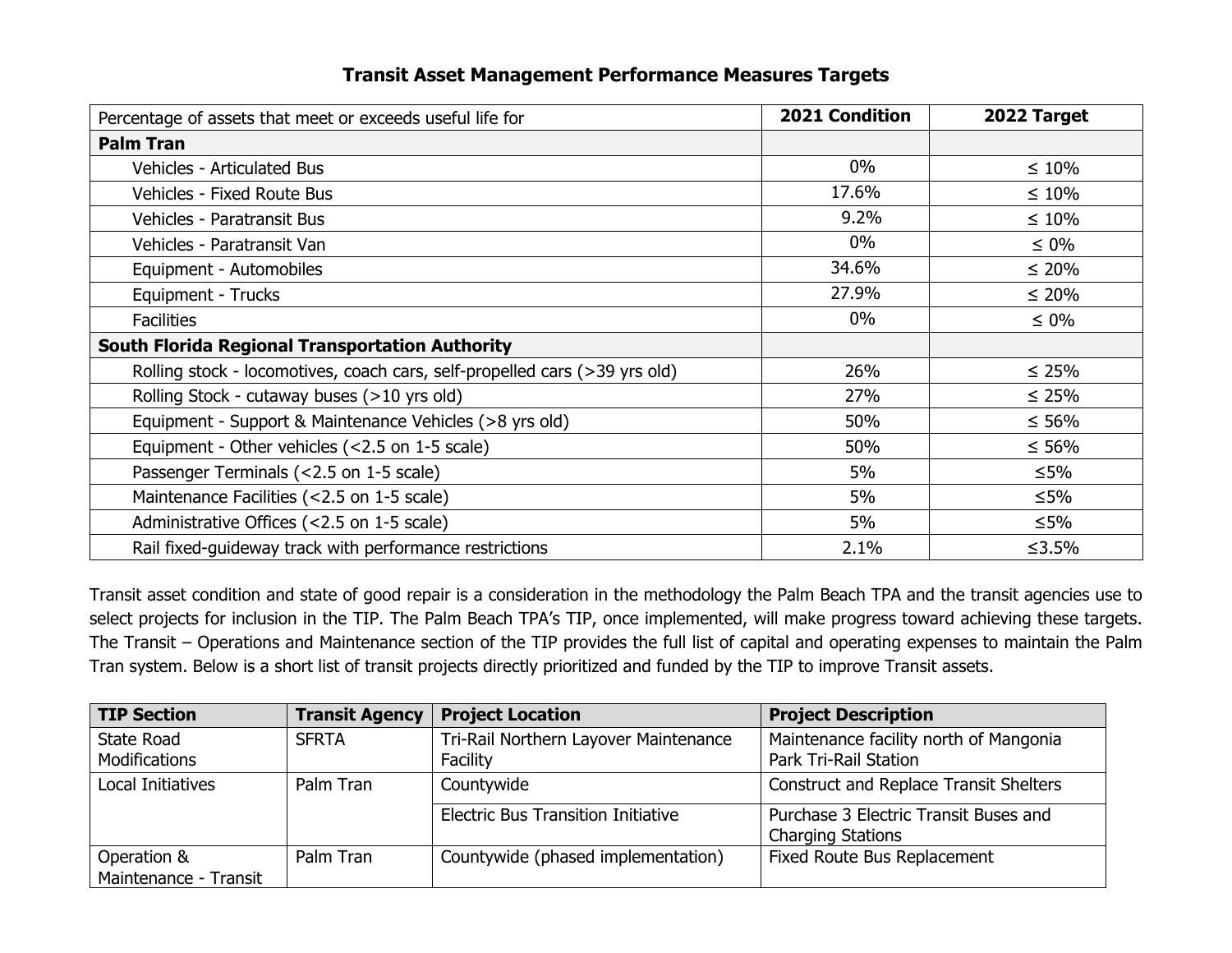## Transit Asset Management Performance Measures Targets

| Percentage of assets that meet or exceeds useful life for | 2021 Condition | 2022 Target |
|---|---|---|
| **Palm Tran** | | |
| Vehicles - Articulated Bus | 0% | ≤ 10% |
| Vehicles - Fixed Route Bus | 17.6% | ≤ 10% |
| Vehicles - Paratransit Bus | 9.2% | ≤ 10% |
| Vehicles - Paratransit Van | 0% | ≤ 0% |
| Equipment - Automobiles | 34.6% | ≤ 20% |
| Equipment - Trucks | 27.9% | ≤ 20% |
| Facilities | 0% | ≤ 0% |
| **South Florida Regional Transportation Authority** | | |
| Rolling stock - locomotives, coach cars, self-propelled cars (>39 yrs old) | 26% | ≤ 25% |
| Rolling Stock - cutaway buses (>10 yrs old) | 27% | ≤ 25% |
| Equipment - Support & Maintenance Vehicles (>8 yrs old) | 50% | ≤ 56% |
| Equipment - Other vehicles (<2.5 on 1-5 scale) | 50% | ≤ 56% |
| Passenger Terminals (<2.5 on 1-5 scale) | 5% | ≤5% |
| Maintenance Facilities (<2.5 on 1-5 scale) | 5% | ≤5% |
| Administrative Offices (<2.5 on 1-5 scale) | 5% | ≤5% |
| Rail fixed-guideway track with performance restrictions | 2.1% | ≤3.5% |

Transit asset condition and state of good repair is a consideration in the methodology the Palm Beach TPA and the transit agencies use to select projects for inclusion in the TIP. The Palm Beach TPA's TIP, once implemented, will make progress toward achieving these targets. The Transit – Operations and Maintenance section of the TIP provides the full list of capital and operating expenses to maintain the Palm Tran system. Below is a short list of transit projects directly prioritized and funded by the TIP to improve Transit assets.

| TIP Section | Transit Agency | Project Location | Project Description |
|---|---|---|---|
| State Road Modifications | SFRTA | Tri-Rail Northern Layover Maintenance Facility | Maintenance facility north of Mangonia Park Tri-Rail Station |
| Local Initiatives | Palm Tran | Countywide | Construct and Replace Transit Shelters |
| | | Electric Bus Transition Initiative | Purchase 3 Electric Transit Buses and Charging Stations |
| Operation & Maintenance - Transit | Palm Tran | Countywide (phased implementation) | Fixed Route Bus Replacement |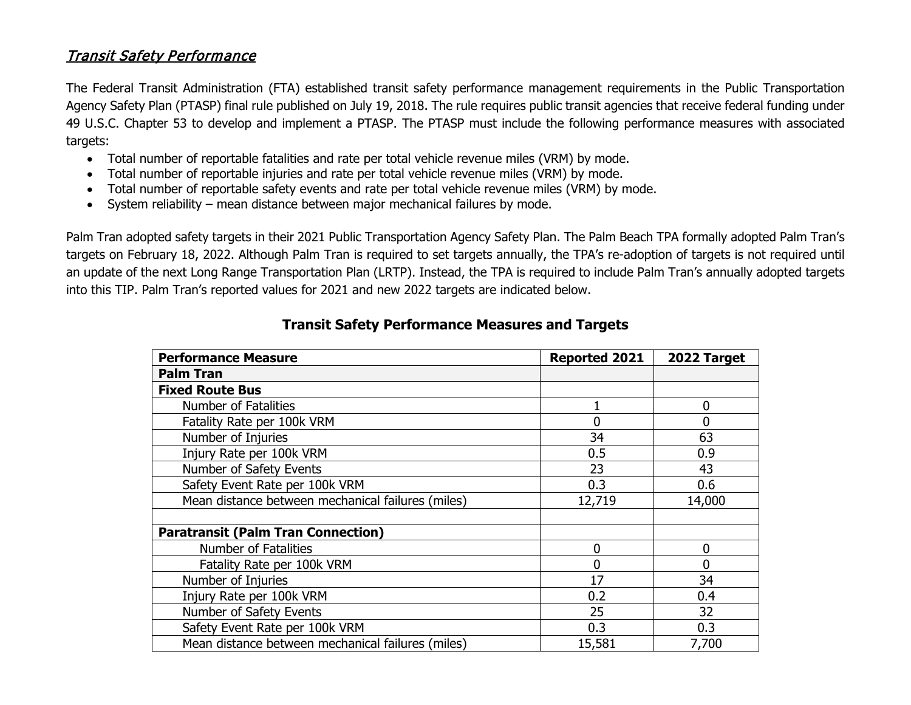## *Transit Safety Performance*

The Federal Transit Administration (FTA) established transit safety performance management requirements in the Public Transportation Agency Safety Plan (PTASP) final rule published on July 19, 2018. The rule requires public transit agencies that receive federal funding under 49 U.S.C. Chapter 53 to develop and implement a PTASP. The PTASP must include the following performance measures with associated targets:

- Total number of reportable fatalities and rate per total vehicle revenue miles (VRM) by mode.
- Total number of reportable injuries and rate per total vehicle revenue miles (VRM) by mode.
- Total number of reportable safety events and rate per total vehicle revenue miles (VRM) by mode.
- System reliability – mean distance between major mechanical failures by mode.

Palm Tran adopted safety targets in their 2021 Public Transportation Agency Safety Plan. The Palm Beach TPA formally adopted Palm Tran's targets on February 18, 2022. Although Palm Tran is required to set targets annually, the TPA's re-adoption of targets is not required until an update of the next Long Range Transportation Plan (LRTP). Instead, the TPA is required to include Palm Tran's annually adopted targets into this TIP. Palm Tran's reported values for 2021 and new 2022 targets are indicated below.

### Transit Safety Performance Measures and Targets

| Performance Measure | Reported 2021 | 2022 Target |
|---|---|---|
| **Palm Tran** | | |
| **Fixed Route Bus** | | |
| Number of Fatalities | 1 | 0 |
| Fatality Rate per 100k VRM | 0 | 0 |
| Number of Injuries | 34 | 63 |
| Injury Rate per 100k VRM | 0.5 | 0.9 |
| Number of Safety Events | 23 | 43 |
| Safety Event Rate per 100k VRM | 0.3 | 0.6 |
| Mean distance between mechanical failures (miles) | 12,719 | 14,000 |
| | | |
| **Paratransit (Palm Tran Connection)** | | |
| Number of Fatalities | 0 | 0 |
| Fatality Rate per 100k VRM | 0 | 0 |
| Number of Injuries | 17 | 34 |
| Injury Rate per 100k VRM | 0.2 | 0.4 |
| Number of Safety Events | 25 | 32 |
| Safety Event Rate per 100k VRM | 0.3 | 0.3 |
| Mean distance between mechanical failures (miles) | 15,581 | 7,700 |